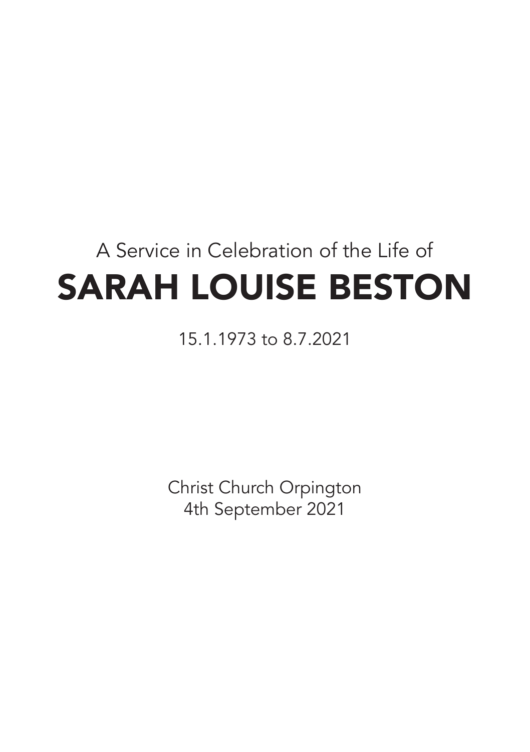A Service in Celebration of the Life of

# SARAH LOUISE BESTON

15.1.1973 to 8.7.2021

Christ Church Orpington
4th September 2021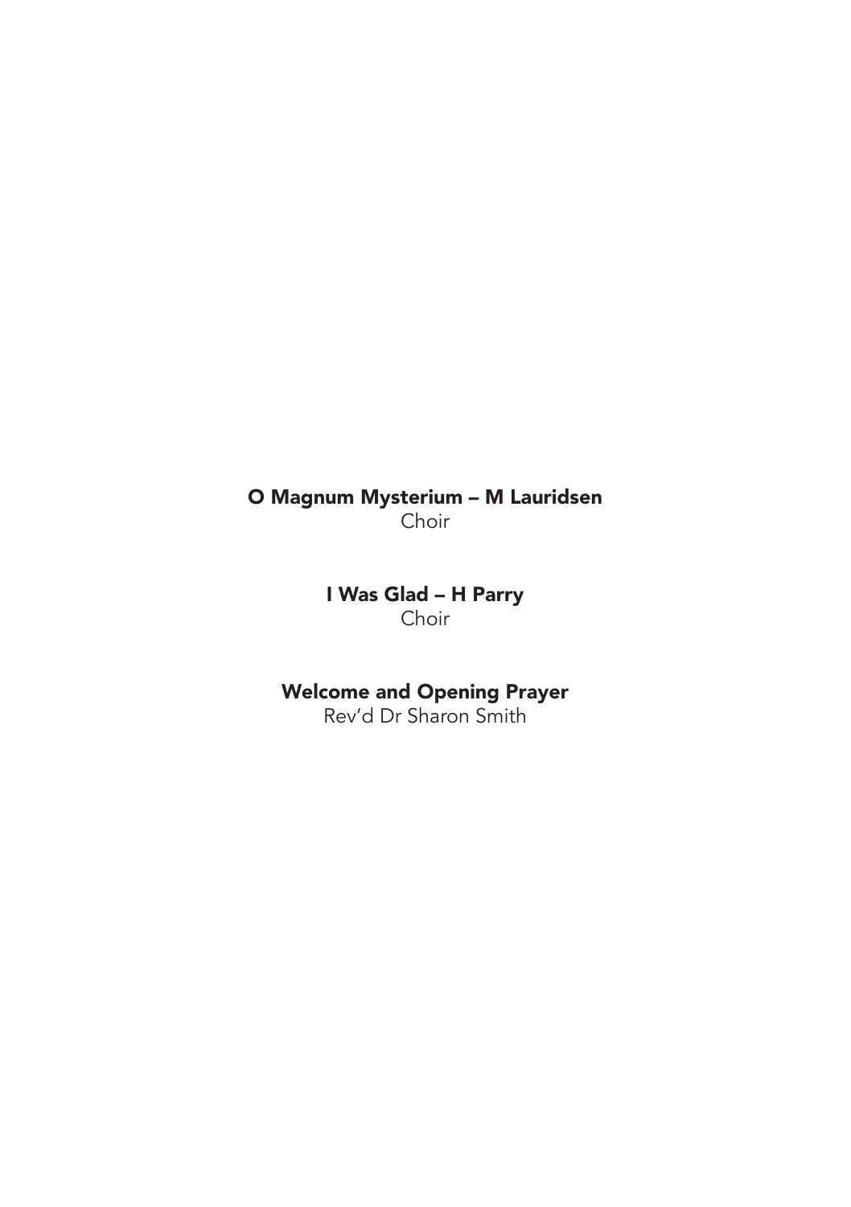**O Magnum Mysterium – M Lauridsen**
Choir

**I Was Glad – H Parry**
Choir

**Welcome and Opening Prayer**
Rev'd Dr Sharon Smith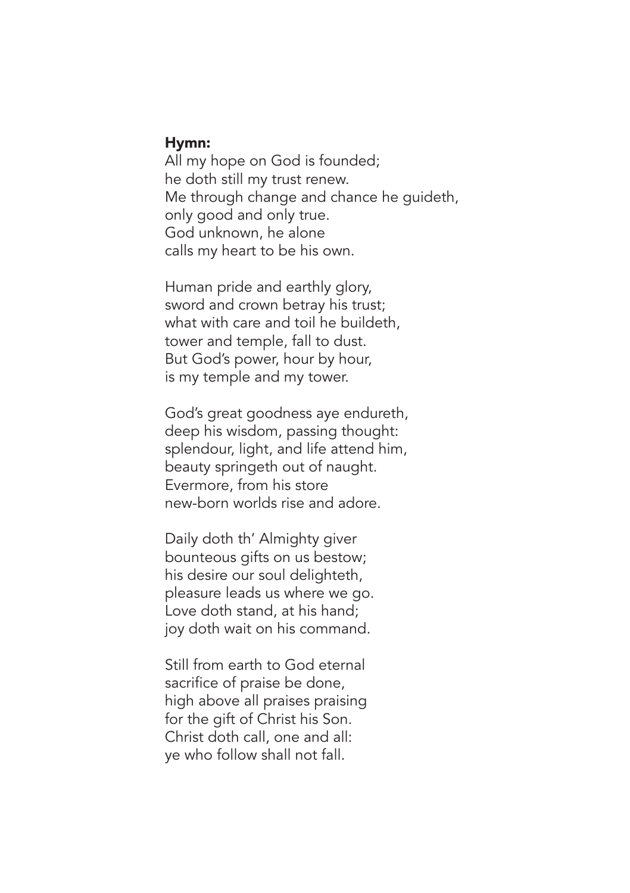**Hymn:**

All my hope on God is founded;
he doth still my trust renew.
Me through change and chance he guideth,
only good and only true.
God unknown, he alone
calls my heart to be his own.

Human pride and earthly glory,
sword and crown betray his trust;
what with care and toil he buildeth,
tower and temple, fall to dust.
But God's power, hour by hour,
is my temple and my tower.

God's great goodness aye endureth,
deep his wisdom, passing thought:
splendour, light, and life attend him,
beauty springeth out of naught.
Evermore, from his store
new-born worlds rise and adore.

Daily doth th' Almighty giver
bounteous gifts on us bestow;
his desire our soul delighteth,
pleasure leads us where we go.
Love doth stand, at his hand;
joy doth wait on his command.

Still from earth to God eternal
sacrifice of praise be done,
high above all praises praising
for the gift of Christ his Son.
Christ doth call, one and all:
ye who follow shall not fall.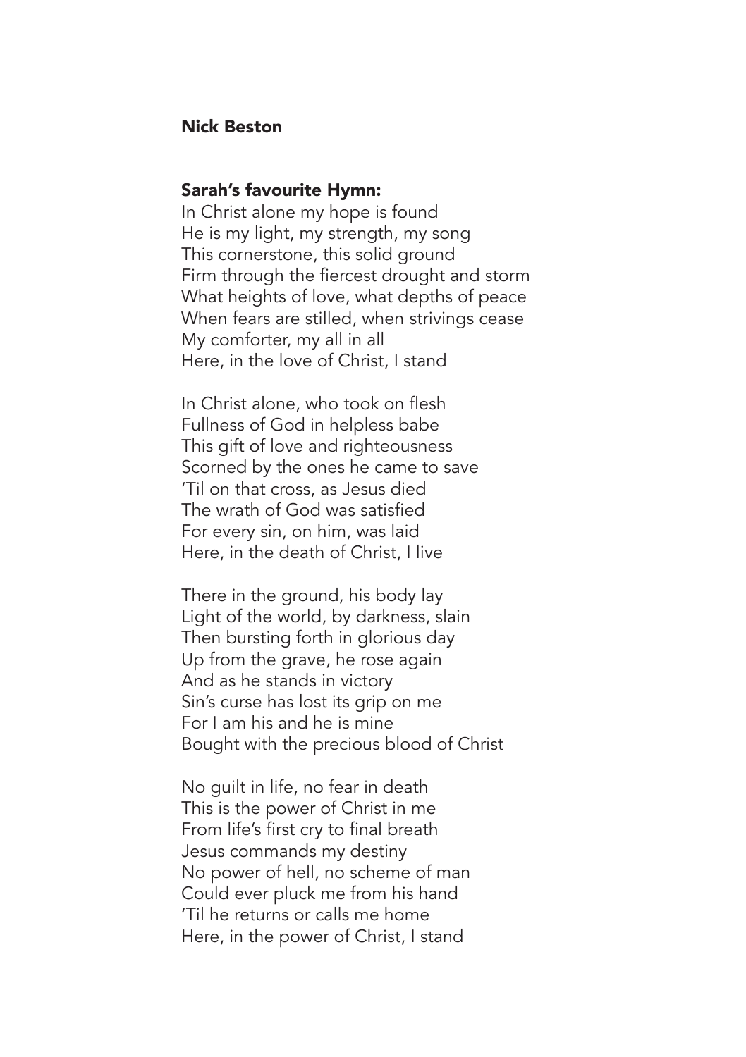**Nick Beston**

**Sarah's favourite Hymn:**

In Christ alone my hope is found
He is my light, my strength, my song
This cornerstone, this solid ground
Firm through the fiercest drought and storm
What heights of love, what depths of peace
When fears are stilled, when strivings cease
My comforter, my all in all
Here, in the love of Christ, I stand

In Christ alone, who took on flesh
Fullness of God in helpless babe
This gift of love and righteousness
Scorned by the ones he came to save
'Til on that cross, as Jesus died
The wrath of God was satisfied
For every sin, on him, was laid
Here, in the death of Christ, I live

There in the ground, his body lay
Light of the world, by darkness, slain
Then bursting forth in glorious day
Up from the grave, he rose again
And as he stands in victory
Sin's curse has lost its grip on me
For I am his and he is mine
Bought with the precious blood of Christ

No guilt in life, no fear in death
This is the power of Christ in me
From life's first cry to final breath
Jesus commands my destiny
No power of hell, no scheme of man
Could ever pluck me from his hand
'Til he returns or calls me home
Here, in the power of Christ, I stand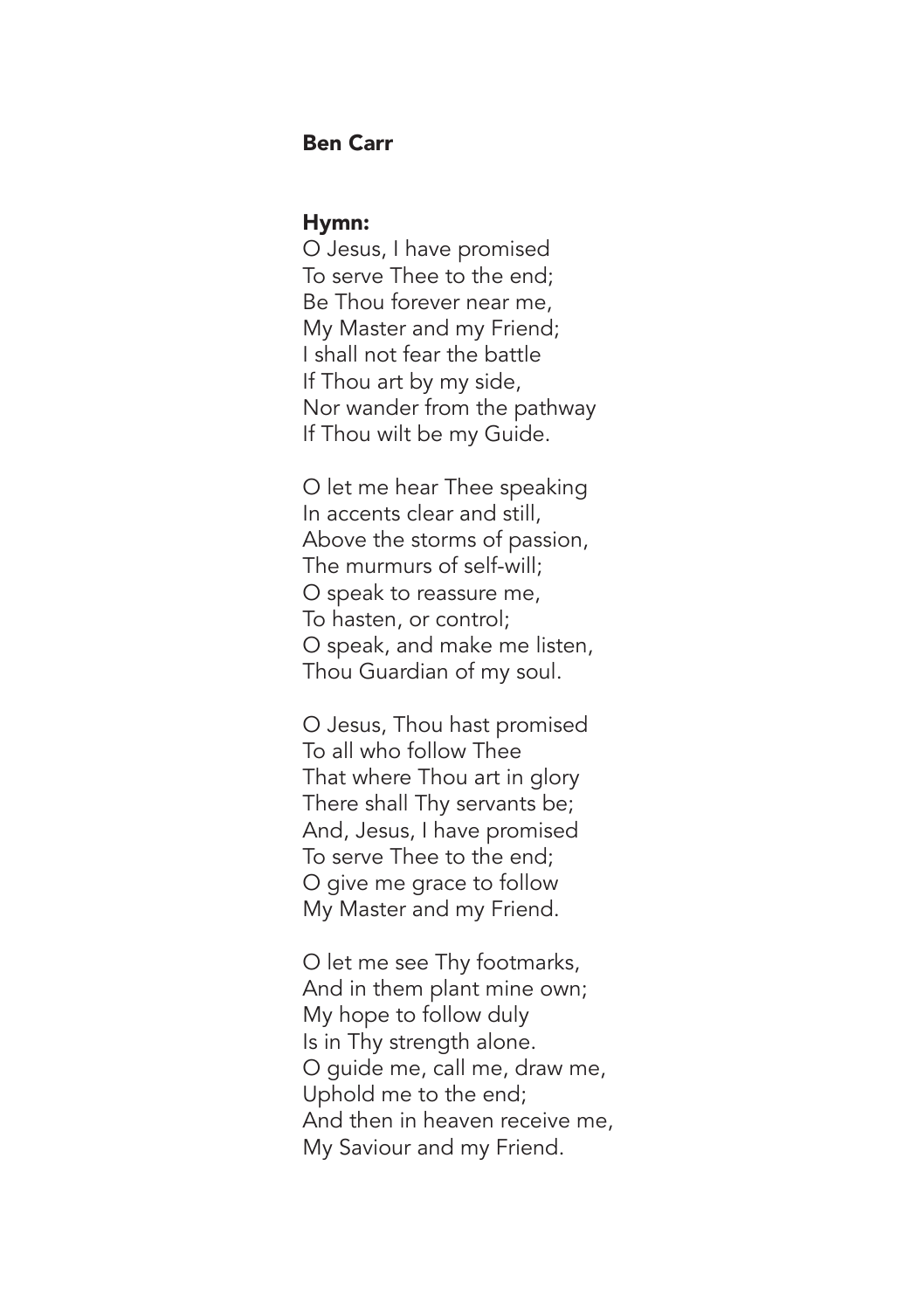**Ben Carr**

**Hymn:**
O Jesus, I have promised
To serve Thee to the end;
Be Thou forever near me,
My Master and my Friend;
I shall not fear the battle
If Thou art by my side,
Nor wander from the pathway
If Thou wilt be my Guide.

O let me hear Thee speaking
In accents clear and still,
Above the storms of passion,
The murmurs of self-will;
O speak to reassure me,
To hasten, or control;
O speak, and make me listen,
Thou Guardian of my soul.

O Jesus, Thou hast promised
To all who follow Thee
That where Thou art in glory
There shall Thy servants be;
And, Jesus, I have promised
To serve Thee to the end;
O give me grace to follow
My Master and my Friend.

O let me see Thy footmarks,
And in them plant mine own;
My hope to follow duly
Is in Thy strength alone.
O guide me, call me, draw me,
Uphold me to the end;
And then in heaven receive me,
My Saviour and my Friend.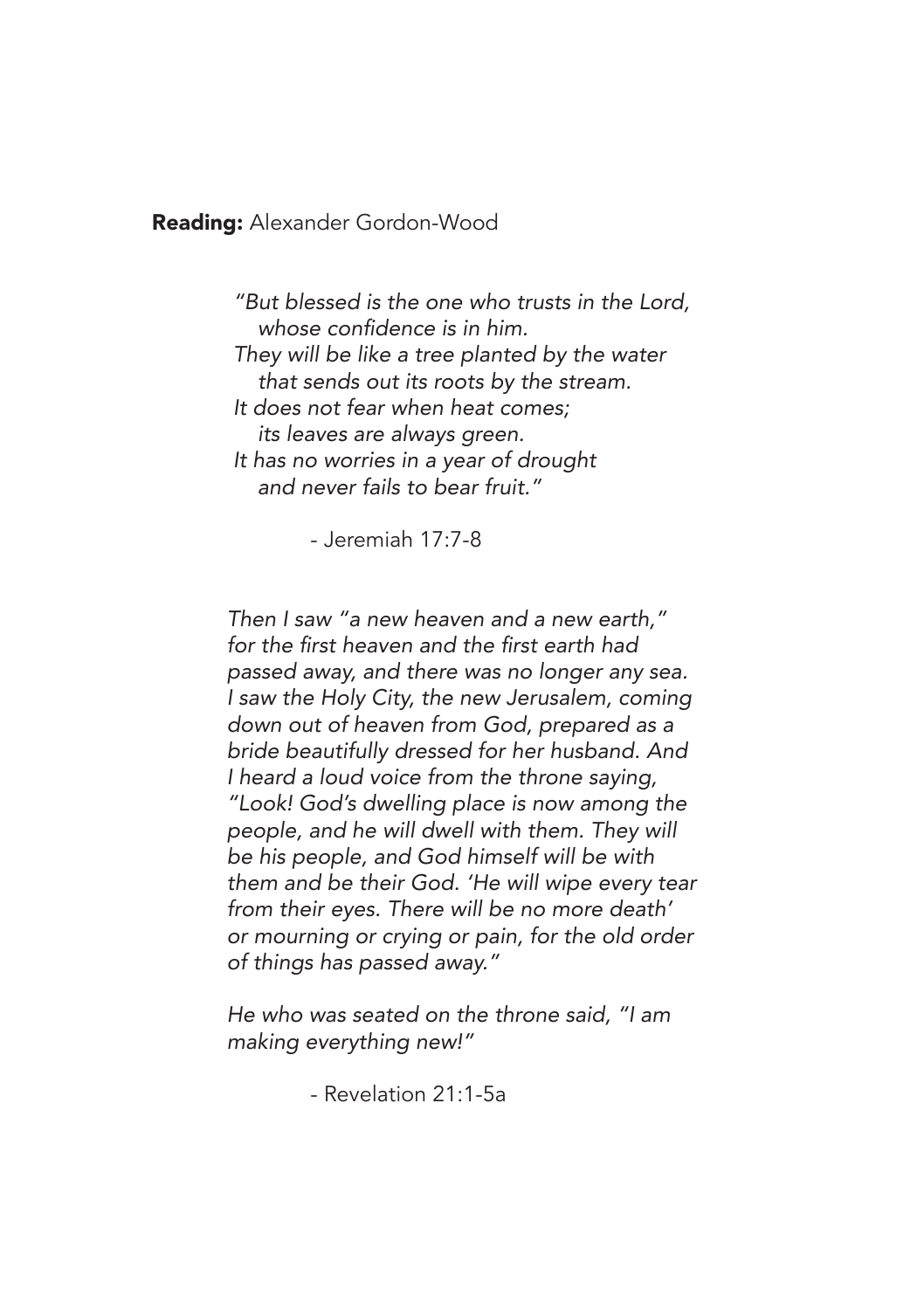**Reading:** Alexander Gordon-Wood

*"But blessed is the one who trusts in the Lord,*
*whose confidence is in him.*
*They will be like a tree planted by the water*
*that sends out its roots by the stream.*
*It does not fear when heat comes;*
*its leaves are always green.*
*It has no worries in a year of drought*
*and never fails to bear fruit."*

- Jeremiah 17:7-8

*Then I saw "a new heaven and a new earth," for the first heaven and the first earth had passed away, and there was no longer any sea. I saw the Holy City, the new Jerusalem, coming down out of heaven from God, prepared as a bride beautifully dressed for her husband. And I heard a loud voice from the throne saying, "Look! God's dwelling place is now among the people, and he will dwell with them. They will be his people, and God himself will be with them and be their God. 'He will wipe every tear from their eyes. There will be no more death' or mourning or crying or pain, for the old order of things has passed away."*

*He who was seated on the throne said, "I am making everything new!"*

- Revelation 21:1-5a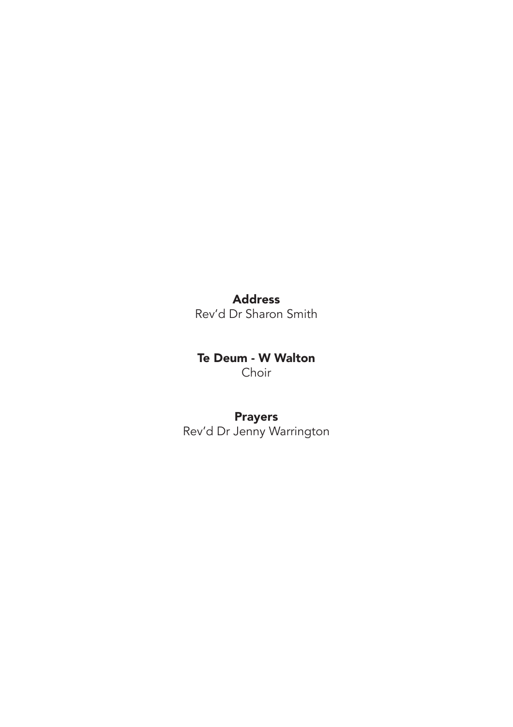**Address**
Rev’d Dr Sharon Smith

**Te Deum - W Walton**
Choir

**Prayers**
Rev’d Dr Jenny Warrington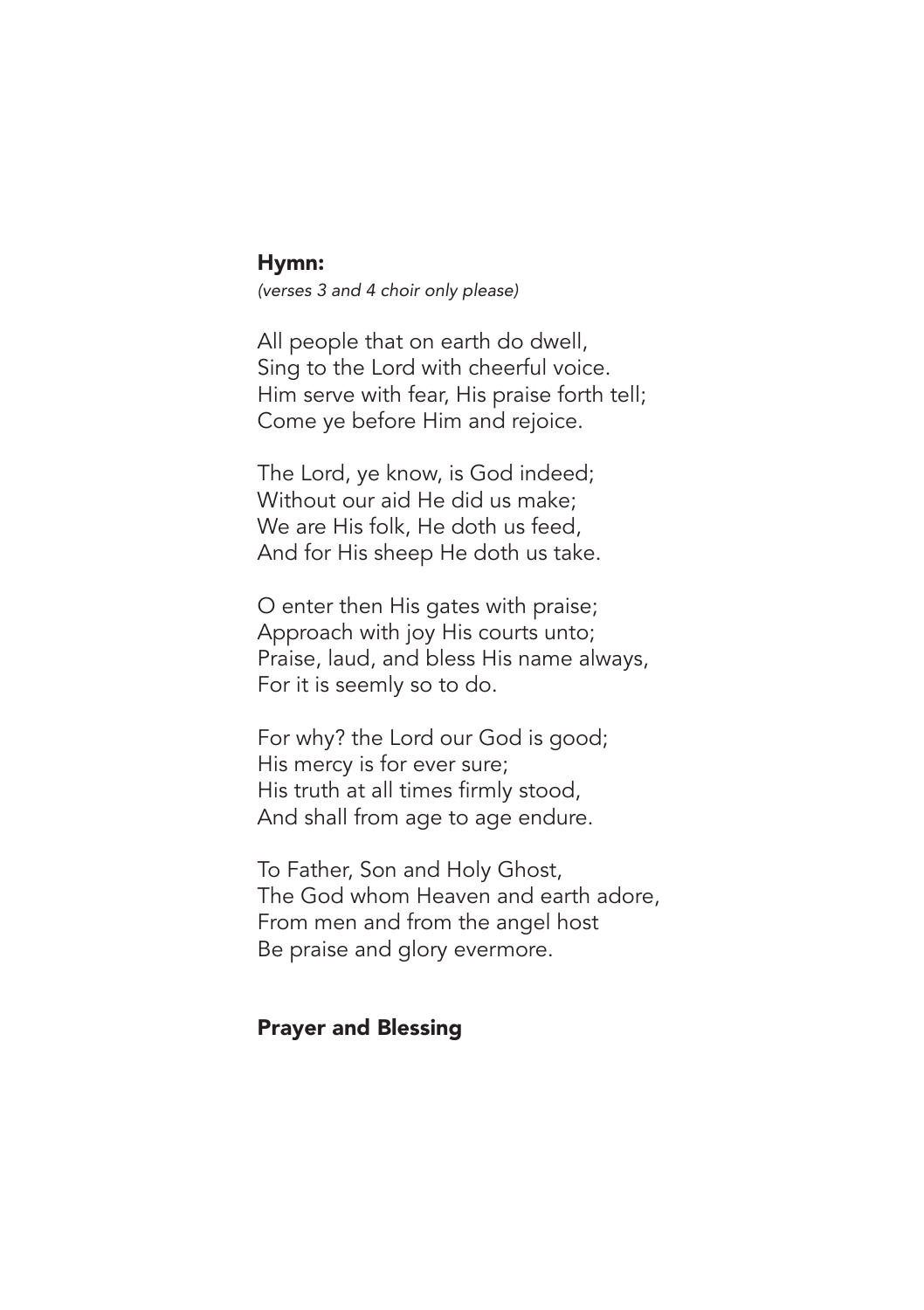## Hymn:

*(verses 3 and 4 choir only please)*

All people that on earth do dwell,
Sing to the Lord with cheerful voice.
Him serve with fear, His praise forth tell;
Come ye before Him and rejoice.

The Lord, ye know, is God indeed;
Without our aid He did us make;
We are His folk, He doth us feed,
And for His sheep He doth us take.

O enter then His gates with praise;
Approach with joy His courts unto;
Praise, laud, and bless His name always,
For it is seemly so to do.

For why? the Lord our God is good;
His mercy is for ever sure;
His truth at all times firmly stood,
And shall from age to age endure.

To Father, Son and Holy Ghost,
The God whom Heaven and earth adore,
From men and from the angel host
Be praise and glory evermore.

## Prayer and Blessing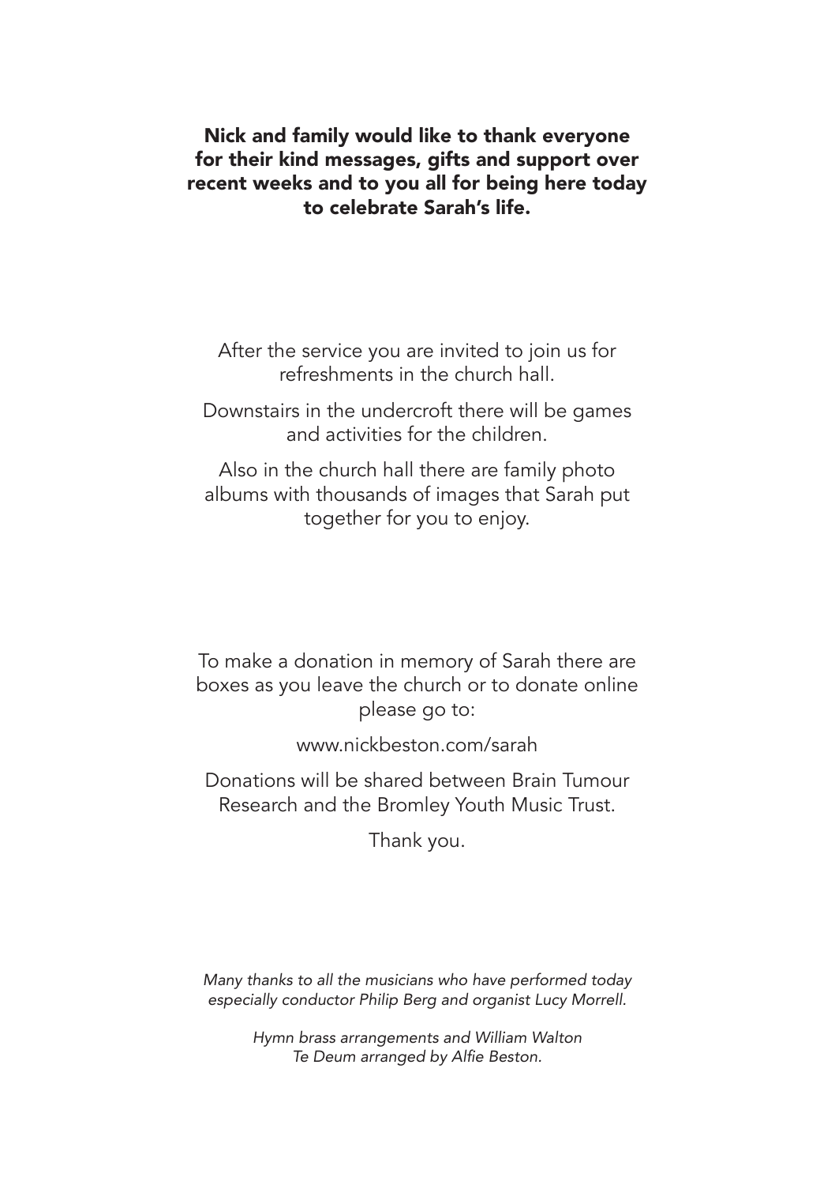**Nick and family would like to thank everyone for their kind messages, gifts and support over recent weeks and to you all for being here today to celebrate Sarah's life.**

After the service you are invited to join us for refreshments in the church hall.

Downstairs in the undercroft there will be games and activities for the children.

Also in the church hall there are family photo albums with thousands of images that Sarah put together for you to enjoy.

To make a donation in memory of Sarah there are boxes as you leave the church or to donate online please go to:

www.nickbeston.com/sarah

Donations will be shared between Brain Tumour Research and the Bromley Youth Music Trust.

Thank you.

*Many thanks to all the musicians who have performed today especially conductor Philip Berg and organist Lucy Morrell.*

*Hymn brass arrangements and William Walton Te Deum arranged by Alfie Beston.*